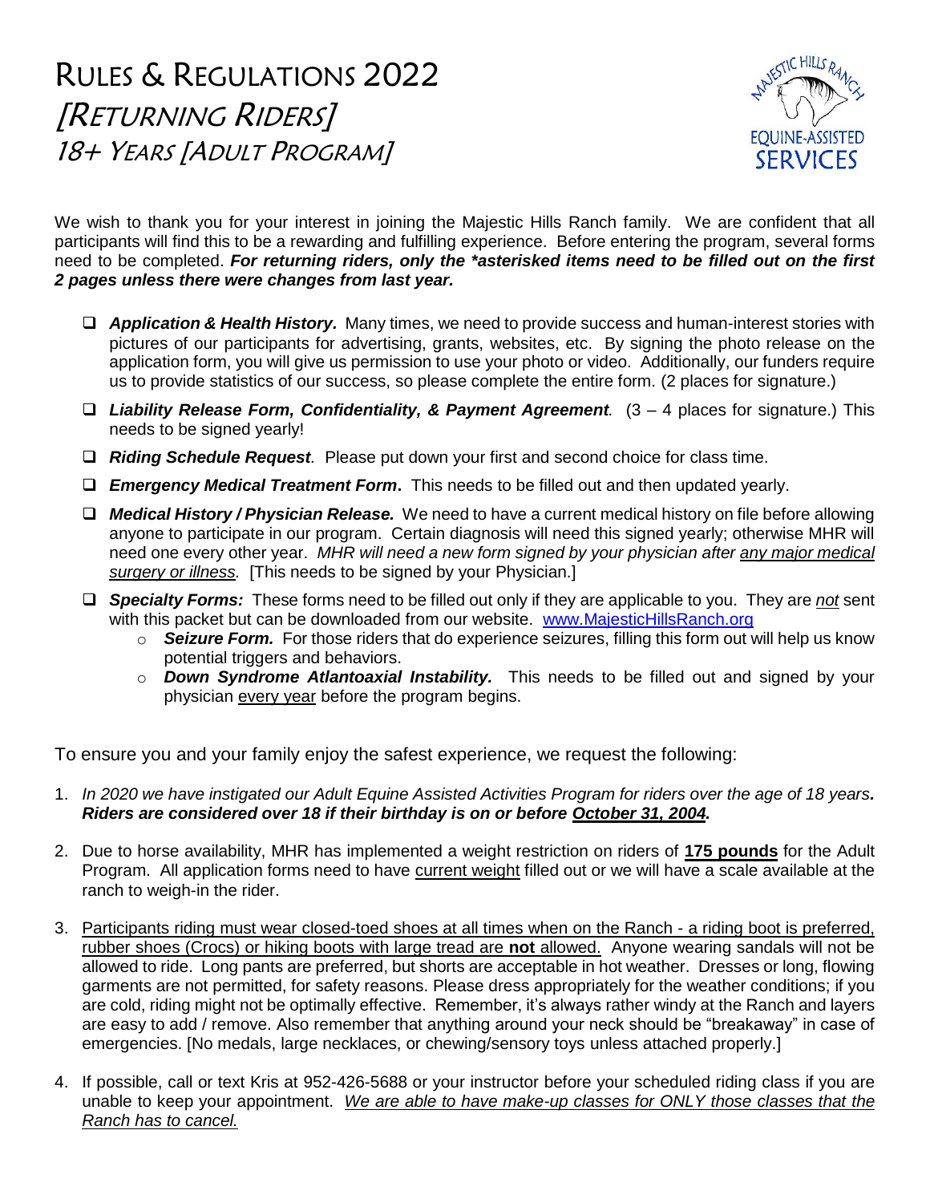# Rules & Regulations 2022
## *[Returning Riders]*
## *18+ Years [Adult Program]*

We wish to thank you for your interest in joining the Majestic Hills Ranch family. We are confident that all participants will find this to be a rewarding and fulfilling experience. Before entering the program, several forms need to be completed. ***For returning riders, only the *asterisked items need to be filled out on the first 2 pages unless there were changes from last year.***

- ***Application & Health History.*** Many times, we need to provide success and human-interest stories with pictures of our participants for advertising, grants, websites, etc. By signing the photo release on the application form, you will give us permission to use your photo or video. Additionally, our funders require us to provide statistics of our success, so please complete the entire form. (2 places for signature.)
- ***Liability Release Form, Confidentiality, & Payment Agreement.*** (3 – 4 places for signature.) This needs to be signed yearly!
- ***Riding Schedule Request.*** Please put down your first and second choice for class time.
- ***Emergency Medical Treatment Form*.** This needs to be filled out and then updated yearly.
- ***Medical History / Physician Release.*** We need to have a current medical history on file before allowing anyone to participate in our program. Certain diagnosis will need this signed yearly; otherwise MHR will need one every other year. *MHR will need a new form signed by your physician after <u>any major medical surgery or illness</u>.* [This needs to be signed by your Physician.]
- ***Specialty Forms:*** These forms need to be filled out only if they are applicable to you. They are ***<u>not</u>*** sent with this packet but can be downloaded from our website. www.MajesticHillsRanch.org
  - ***Seizure Form.*** For those riders that do experience seizures, filling this form out will help us know potential triggers and behaviors.
  - ***Down Syndrome Atlantoaxial Instability.*** This needs to be filled out and signed by your physician <u>every year</u> before the program begins.

To ensure you and your family enjoy the safest experience, we request the following:

1. *In 2020 we have instigated our Adult Equine Assisted Activities Program for riders over the age of 18 years.* ***Riders are considered over 18 if their birthday is on or before <u>October 31, 2004</u>.***
2. Due to horse availability, MHR has implemented a weight restriction on riders of **<u>175 pounds</u>** for the Adult Program. All application forms need to have <u>current weight</u> filled out or we will have a scale available at the ranch to weigh-in the rider.
3. <u>Participants riding must wear closed-toed shoes at all times when on the Ranch - a riding boot is preferred, rubber shoes (Crocs) or hiking boots with large tread are **not** allowed.</u> Anyone wearing sandals will not be allowed to ride. Long pants are preferred, but shorts are acceptable in hot weather. Dresses or long, flowing garments are not permitted, for safety reasons. Please dress appropriately for the weather conditions; if you are cold, riding might not be optimally effective. Remember, it's always rather windy at the Ranch and layers are easy to add / remove. Also remember that anything around your neck should be "breakaway" in case of emergencies. [No medals, large necklaces, or chewing/sensory toys unless attached properly.]
4. If possible, call or text Kris at 952-426-5688 or your instructor before your scheduled riding class if you are unable to keep your appointment. *<u>We are able to have make-up classes for ONLY those classes that the Ranch has to cancel.</u>*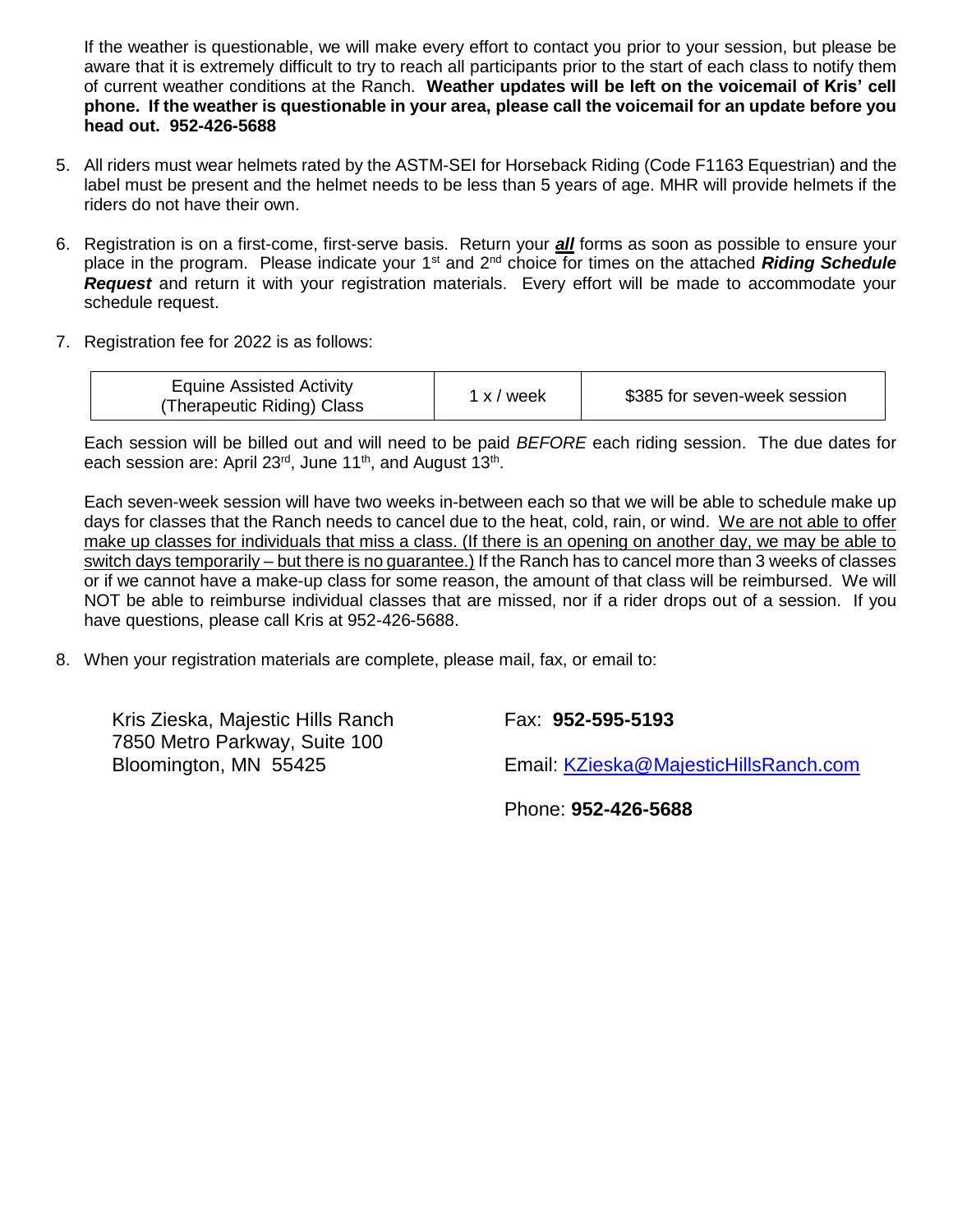If the weather is questionable, we will make every effort to contact you prior to your session, but please be aware that it is extremely difficult to try to reach all participants prior to the start of each class to notify them of current weather conditions at the Ranch. **Weather updates will be left on the voicemail of Kris' cell phone. If the weather is questionable in your area, please call the voicemail for an update before you head out. 952-426-5688**

5. All riders must wear helmets rated by the ASTM-SEI for Horseback Riding (Code F1163 Equestrian) and the label must be present and the helmet needs to be less than 5 years of age. MHR will provide helmets if the riders do not have their own.

6. Registration is on a first-come, first-serve basis. Return your ***all*** forms as soon as possible to ensure your place in the program. Please indicate your 1st and 2nd choice for times on the attached ***Riding Schedule Request*** and return it with your registration materials. Every effort will be made to accommodate your schedule request.

7. Registration fee for 2022 is as follows:

| Equine Assisted Activity (Therapeutic Riding) Class | 1 x / week | $385 for seven-week session |
|---|---|---|

Each session will be billed out and will need to be paid *BEFORE* each riding session. The due dates for each session are: April 23rd, June 11th, and August 13th.

Each seven-week session will have two weeks in-between each so that we will be able to schedule make up days for classes that the Ranch needs to cancel due to the heat, cold, rain, or wind. We are not able to offer make up classes for individuals that miss a class. (If there is an opening on another day, we may be able to switch days temporarily – but there is no guarantee.) If the Ranch has to cancel more than 3 weeks of classes or if we cannot have a make-up class for some reason, the amount of that class will be reimbursed. We will NOT be able to reimburse individual classes that are missed, nor if a rider drops out of a session. If you have questions, please call Kris at 952-426-5688.

8. When your registration materials are complete, please mail, fax, or email to:

Kris Zieska, Majestic Hills Ranch
7850 Metro Parkway, Suite 100
Bloomington, MN 55425

Fax: **952-595-5193**

Email: KZieska@MajesticHillsRanch.com

Phone: **952-426-5688**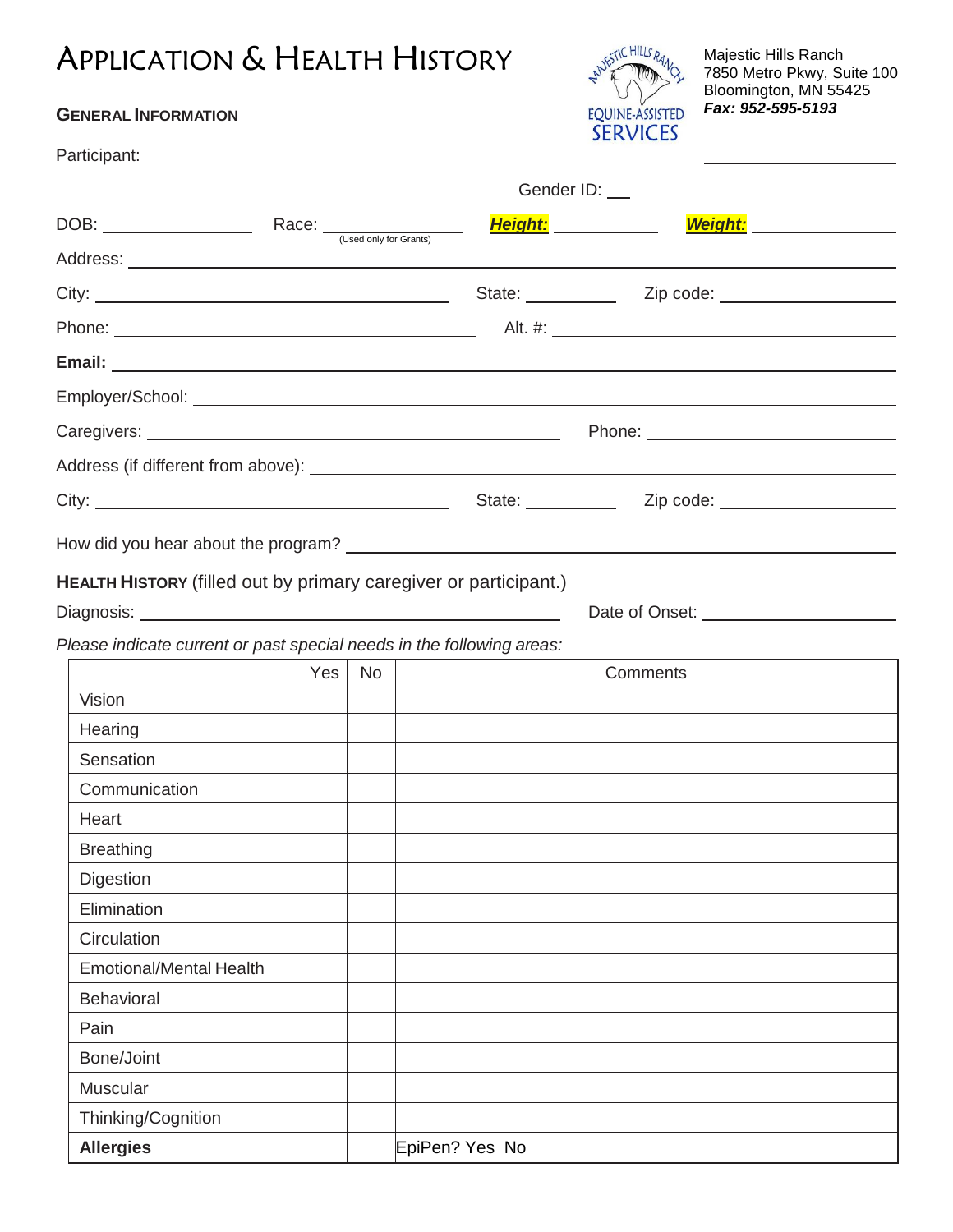# Application & Health History

Majestic Hills Ranch
7850 Metro Pkwy, Suite 100
Bloomington, MN 55425
***Fax: 952-595-5193***

EQUINE-ASSISTED SERVICES

## General Information

Participant: ____________________

Gender ID: ___

DOB: ________________ Race: ________________ (Used only for Grants) ***Height:*** ____________ ***Weight:*** ____________

Address: ____________________________________________

City: ______________________ State: __________ Zip code: ______________

Phone: ______________________ Alt. #: ______________________

**Email:** ____________________________________________

Employer/School: ____________________________________________

Caregivers: ______________________ Phone: ______________________

Address (if different from above): ______________________________

City: ______________________ State: __________ Zip code: ______________

How did you hear about the program? ______________________________

## Health History (filled out by primary caregiver or participant.)

Diagnosis: ______________________ Date of Onset: ______________________

*Please indicate current or past special needs in the following areas:*

| | Yes | No | Comments |
|---|---|---|---|
| Vision | | | |
| Hearing | | | |
| Sensation | | | |
| Communication | | | |
| Heart | | | |
| Breathing | | | |
| Digestion | | | |
| Elimination | | | |
| Circulation | | | |
| Emotional/Mental Health | | | |
| Behavioral | | | |
| Pain | | | |
| Bone/Joint | | | |
| Muscular | | | |
| Thinking/Cognition | | | |
| **Allergies** | | | EpiPen? Yes No |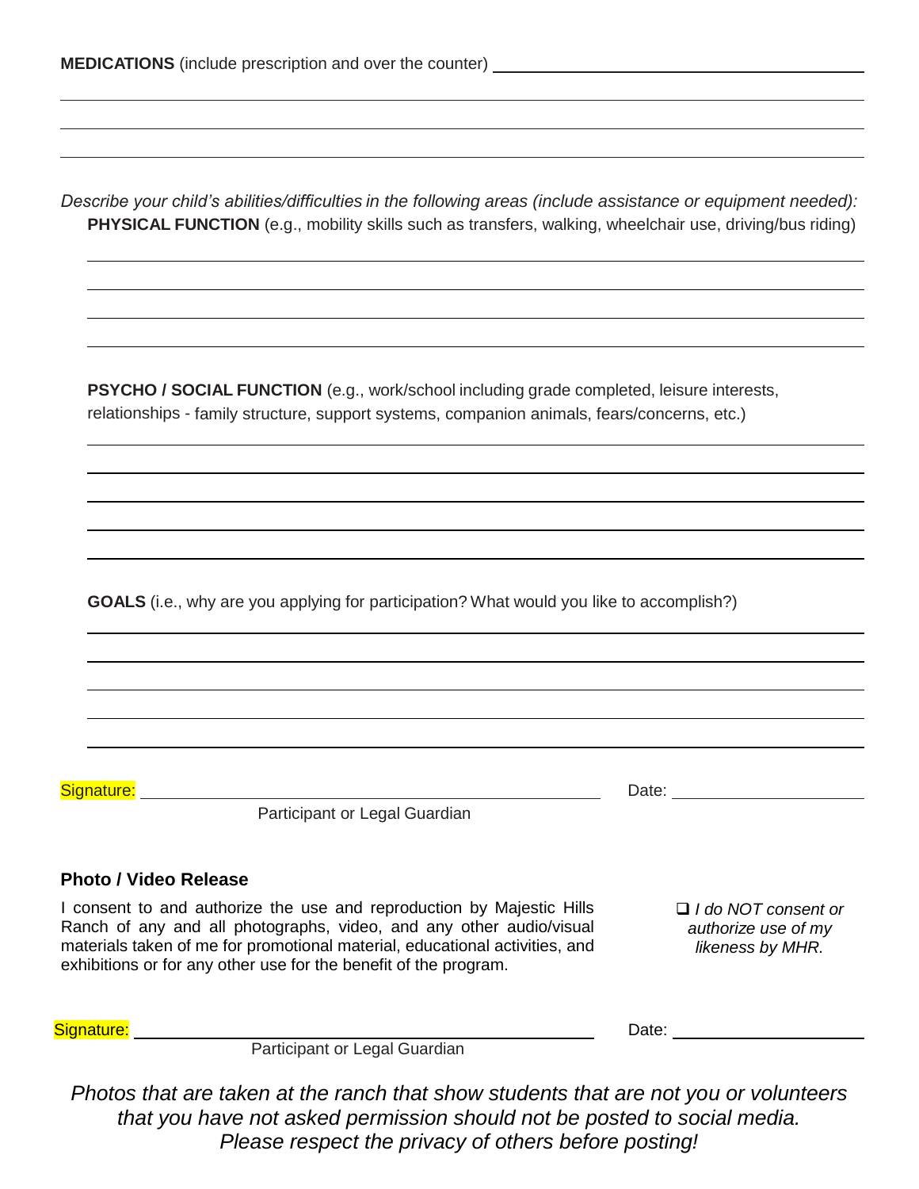**MEDICATIONS** (include prescription and over the counter) ______________________________________________

______________________________________________________________________________

______________________________________________________________________________

______________________________________________________________________________

*Describe your child's abilities/difficulties in the following areas (include assistance or equipment needed):*

**PHYSICAL FUNCTION** (e.g., mobility skills such as transfers, walking, wheelchair use, driving/bus riding)

______________________________________________________________________________

______________________________________________________________________________

______________________________________________________________________________

______________________________________________________________________________

**PSYCHO / SOCIAL FUNCTION** (e.g., work/school including grade completed, leisure interests, relationships - family structure, support systems, companion animals, fears/concerns, etc.)

______________________________________________________________________________

______________________________________________________________________________

______________________________________________________________________________

______________________________________________________________________________

______________________________________________________________________________

**GOALS** (i.e., why are you applying for participation? What would you like to accomplish?)

______________________________________________________________________________

______________________________________________________________________________

______________________________________________________________________________

______________________________________________________________________________

______________________________________________________________________________

Signature: ______________________________________________ Date: ____________________

Participant or Legal Guardian

### Photo / Video Release

I consent to and authorize the use and reproduction by Majestic Hills Ranch of any and all photographs, video, and any other audio/visual materials taken of me for promotional material, educational activities, and exhibitions or for any other use for the benefit of the program.

❑ *I do NOT consent or authorize use of my likeness by MHR.*

Signature: ______________________________________________ Date: ____________________

Participant or Legal Guardian

*Photos that are taken at the ranch that show students that are not you or volunteers that you have not asked permission should not be posted to social media. Please respect the privacy of others before posting!*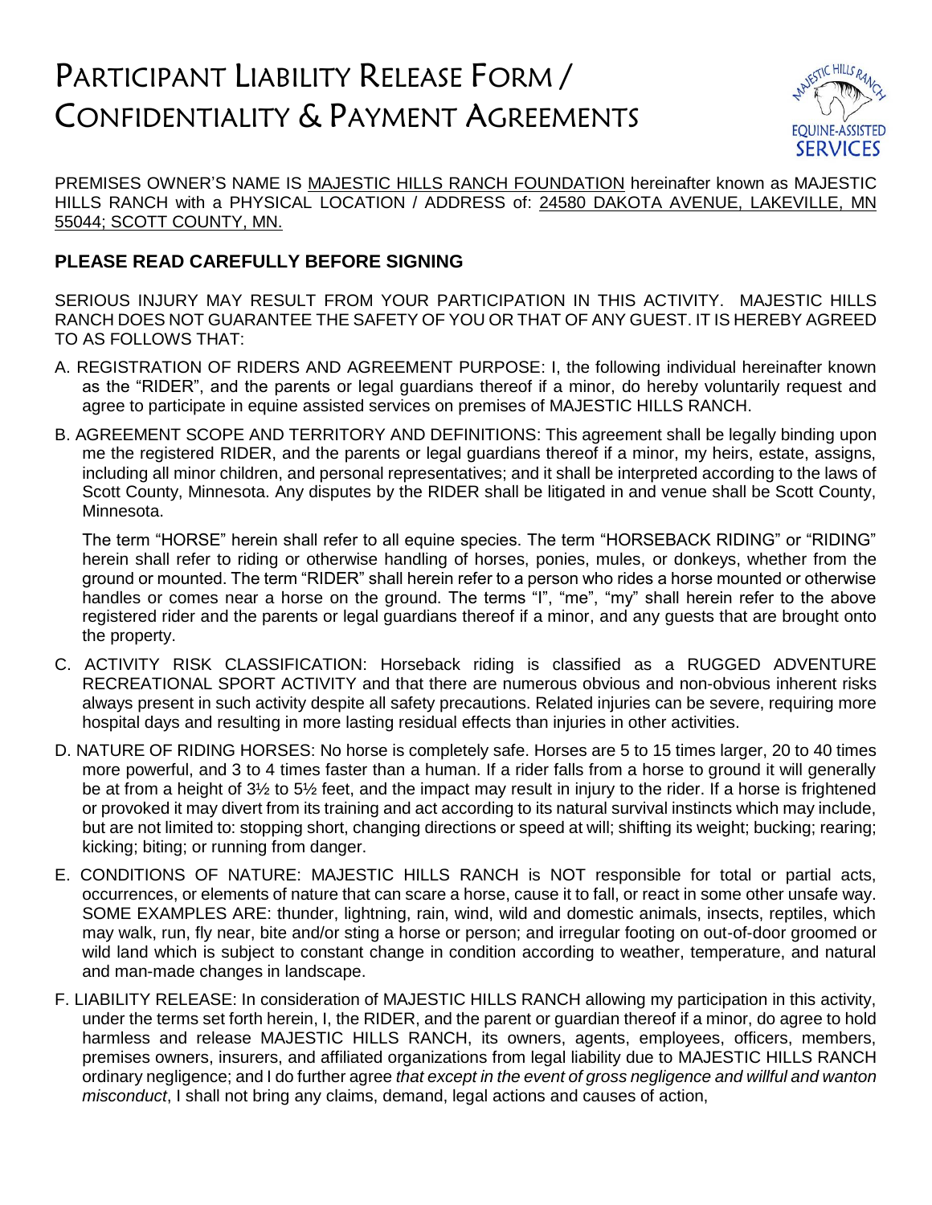# Participant Liability Release Form / Confidentiality & Payment Agreements

PREMISES OWNER'S NAME IS MAJESTIC HILLS RANCH FOUNDATION hereinafter known as MAJESTIC HILLS RANCH with a PHYSICAL LOCATION / ADDRESS of: 24580 DAKOTA AVENUE, LAKEVILLE, MN 55044; SCOTT COUNTY, MN.

## PLEASE READ CAREFULLY BEFORE SIGNING

SERIOUS INJURY MAY RESULT FROM YOUR PARTICIPATION IN THIS ACTIVITY. MAJESTIC HILLS RANCH DOES NOT GUARANTEE THE SAFETY OF YOU OR THAT OF ANY GUEST. IT IS HEREBY AGREED TO AS FOLLOWS THAT:

A. REGISTRATION OF RIDERS AND AGREEMENT PURPOSE: I, the following individual hereinafter known as the "RIDER", and the parents or legal guardians thereof if a minor, do hereby voluntarily request and agree to participate in equine assisted services on premises of MAJESTIC HILLS RANCH.

B. AGREEMENT SCOPE AND TERRITORY AND DEFINITIONS: This agreement shall be legally binding upon me the registered RIDER, and the parents or legal guardians thereof if a minor, my heirs, estate, assigns, including all minor children, and personal representatives; and it shall be interpreted according to the laws of Scott County, Minnesota. Any disputes by the RIDER shall be litigated in and venue shall be Scott County, Minnesota.

   The term "HORSE" herein shall refer to all equine species. The term "HORSEBACK RIDING" or "RIDING" herein shall refer to riding or otherwise handling of horses, ponies, mules, or donkeys, whether from the ground or mounted. The term "RIDER" shall herein refer to a person who rides a horse mounted or otherwise handles or comes near a horse on the ground. The terms "I", "me", "my" shall herein refer to the above registered rider and the parents or legal guardians thereof if a minor, and any guests that are brought onto the property.

C. ACTIVITY RISK CLASSIFICATION: Horseback riding is classified as a RUGGED ADVENTURE RECREATIONAL SPORT ACTIVITY and that there are numerous obvious and non-obvious inherent risks always present in such activity despite all safety precautions. Related injuries can be severe, requiring more hospital days and resulting in more lasting residual effects than injuries in other activities.

D. NATURE OF RIDING HORSES: No horse is completely safe. Horses are 5 to 15 times larger, 20 to 40 times more powerful, and 3 to 4 times faster than a human. If a rider falls from a horse to ground it will generally be at from a height of 3½ to 5½ feet, and the impact may result in injury to the rider. If a horse is frightened or provoked it may divert from its training and act according to its natural survival instincts which may include, but are not limited to: stopping short, changing directions or speed at will; shifting its weight; bucking; rearing; kicking; biting; or running from danger.

E. CONDITIONS OF NATURE: MAJESTIC HILLS RANCH is NOT responsible for total or partial acts, occurrences, or elements of nature that can scare a horse, cause it to fall, or react in some other unsafe way. SOME EXAMPLES ARE: thunder, lightning, rain, wind, wild and domestic animals, insects, reptiles, which may walk, run, fly near, bite and/or sting a horse or person; and irregular footing on out-of-door groomed or wild land which is subject to constant change in condition according to weather, temperature, and natural and man-made changes in landscape.

F. LIABILITY RELEASE: In consideration of MAJESTIC HILLS RANCH allowing my participation in this activity, under the terms set forth herein, I, the RIDER, and the parent or guardian thereof if a minor, do agree to hold harmless and release MAJESTIC HILLS RANCH, its owners, agents, employees, officers, members, premises owners, insurers, and affiliated organizations from legal liability due to MAJESTIC HILLS RANCH ordinary negligence; and I do further agree *that except in the event of gross negligence and willful and wanton misconduct*, I shall not bring any claims, demand, legal actions and causes of action,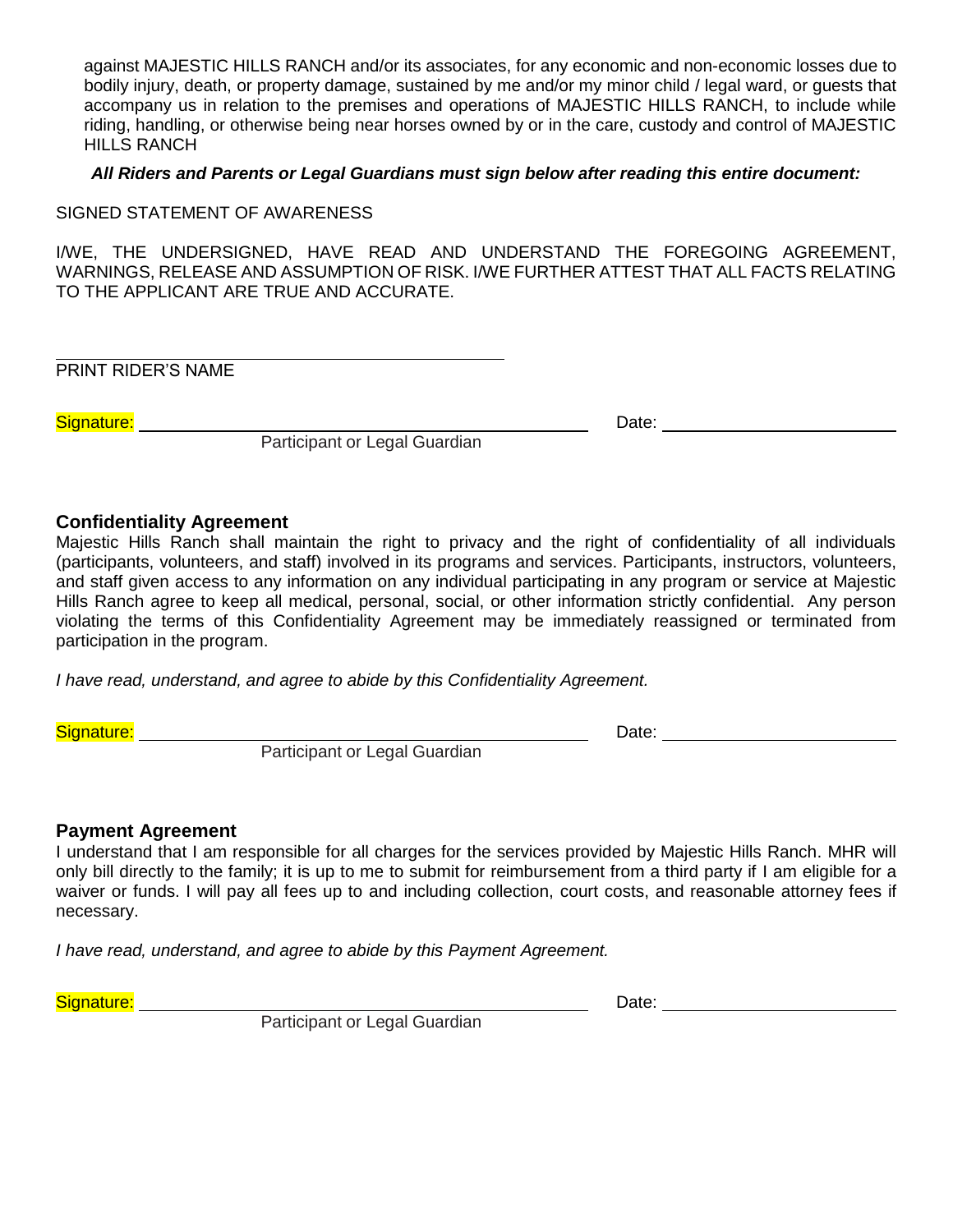against MAJESTIC HILLS RANCH and/or its associates, for any economic and non-economic losses due to bodily injury, death, or property damage, sustained by me and/or my minor child / legal ward, or guests that accompany us in relation to the premises and operations of MAJESTIC HILLS RANCH, to include while riding, handling, or otherwise being near horses owned by or in the care, custody and control of MAJESTIC HILLS RANCH

***All Riders and Parents or Legal Guardians must sign below after reading this entire document:***

SIGNED STATEMENT OF AWARENESS

I/WE, THE UNDERSIGNED, HAVE READ AND UNDERSTAND THE FOREGOING AGREEMENT, WARNINGS, RELEASE AND ASSUMPTION OF RISK. I/WE FURTHER ATTEST THAT ALL FACTS RELATING TO THE APPLICANT ARE TRUE AND ACCURATE.

______________________________________________
PRINT RIDER'S NAME

Signature: ______________________________________________ Date: ________________________
Participant or Legal Guardian

**Confidentiality Agreement**

Majestic Hills Ranch shall maintain the right to privacy and the right of confidentiality of all individuals (participants, volunteers, and staff) involved in its programs and services. Participants, instructors, volunteers, and staff given access to any information on any individual participating in any program or service at Majestic Hills Ranch agree to keep all medical, personal, social, or other information strictly confidential. Any person violating the terms of this Confidentiality Agreement may be immediately reassigned or terminated from participation in the program.

*I have read, understand, and agree to abide by this Confidentiality Agreement.*

Signature: ______________________________________________ Date: ________________________
Participant or Legal Guardian

**Payment Agreement**

I understand that I am responsible for all charges for the services provided by Majestic Hills Ranch. MHR will only bill directly to the family; it is up to me to submit for reimbursement from a third party if I am eligible for a waiver or funds. I will pay all fees up to and including collection, court costs, and reasonable attorney fees if necessary.

*I have read, understand, and agree to abide by this Payment Agreement.*

Signature: ______________________________________________ Date: ________________________
Participant or Legal Guardian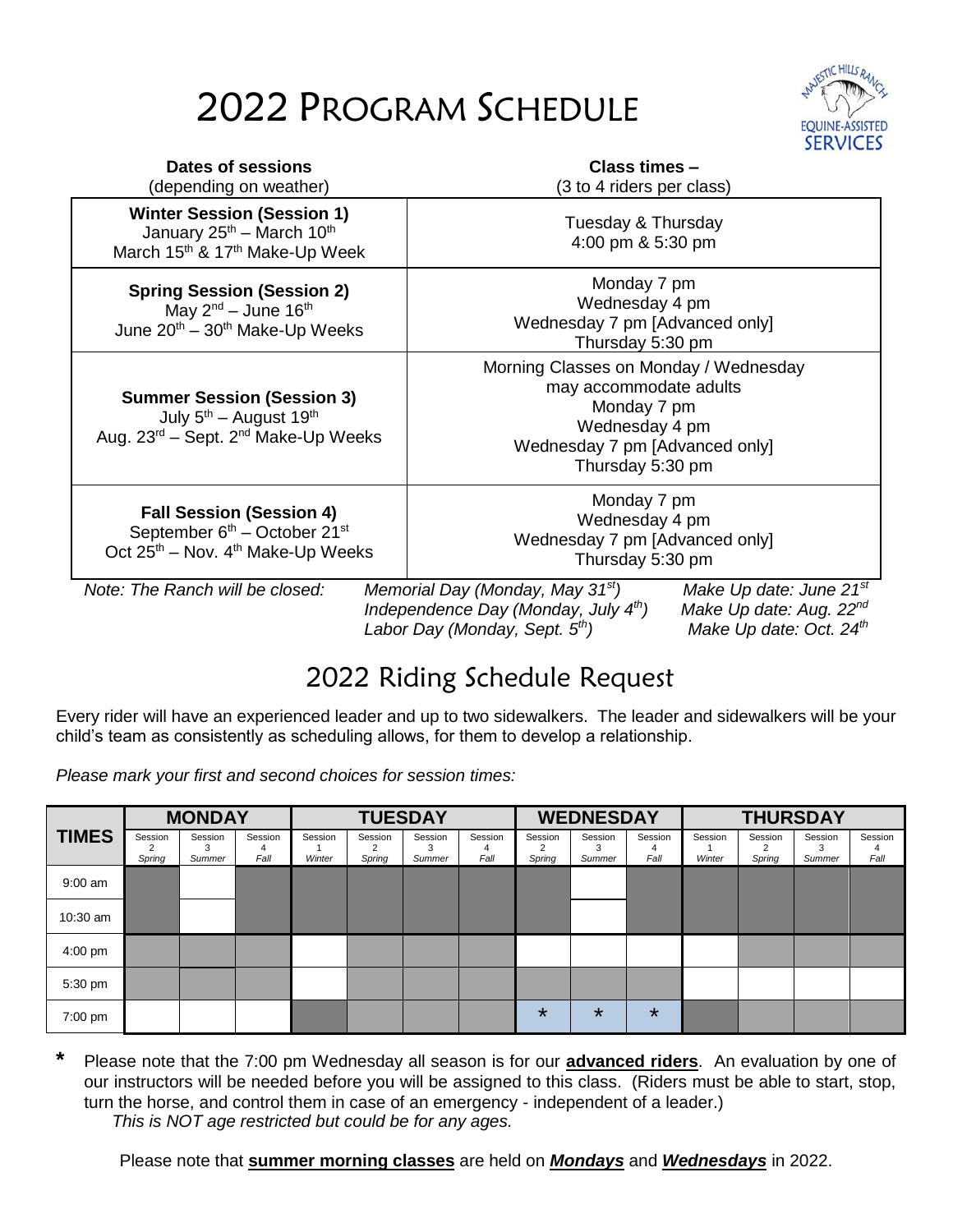# 2022 Program Schedule

| Dates of sessions (depending on weather) | Class times – (3 to 4 riders per class) |
|---|---|
| **Winter Session (Session 1)** January 25th – March 10th March 15th & 17th Make-Up Week | Tuesday & Thursday 4:00 pm & 5:30 pm |
| **Spring Session (Session 2)** May 2nd – June 16th June 20th – 30th Make-Up Weeks | Monday 7 pm Wednesday 4 pm Wednesday 7 pm [Advanced only] Thursday 5:30 pm |
| **Summer Session (Session 3)** July 5th – August 19th Aug. 23rd – Sept. 2nd Make-Up Weeks | Morning Classes on Monday / Wednesday may accommodate adults Monday 7 pm Wednesday 4 pm Wednesday 7 pm [Advanced only] Thursday 5:30 pm |
| **Fall Session (Session 4)** September 6th – October 21st Oct 25th – Nov. 4th Make-Up Weeks | Monday 7 pm Wednesday 4 pm Wednesday 7 pm [Advanced only] Thursday 5:30 pm |

*Note: The Ranch will be closed:*

| | |
|---|---|
| *Memorial Day (Monday, May 31st)* | *Make Up date: June 21st* |
| *Independence Day (Monday, July 4th)* | *Make Up date: Aug. 22nd* |
| *Labor Day (Monday, Sept. 5th)* | *Make Up date: Oct. 24th* |

## 2022 Riding Schedule Request

Every rider will have an experienced leader and up to two sidewalkers. The leader and sidewalkers will be your child's team as consistently as scheduling allows, for them to develop a relationship.

*Please mark your first and second choices for session times:*

| TIMES | MONDAY | | | TUESDAY | | | | WEDNESDAY | | | THURSDAY | | | |
|---|---|---|---|---|---|---|---|---|---|---|---|---|---|---|
| | Session 2 *Spring* | Session 3 *Summer* | Session 4 *Fall* | Session 1 *Winter* | Session 2 *Spring* | Session 3 *Summer* | Session 4 *Fall* | Session 2 *Spring* | Session 3 *Summer* | Session 4 *Fall* | Session 1 *Winter* | Session 2 *Spring* | Session 3 *Summer* | Session 4 *Fall* |
| 9:00 am | | | | | | | | | | | | | | |
| 10:30 am | | | | | | | | | | | | | | |
| 4:00 pm | | | | | | | | | | | | | | |
| 5:30 pm | | | | | | | | | | | | | | |
| 7:00 pm | | | | | | | | * | * | * | | | | |

**\*** Please note that the 7:00 pm Wednesday all season is for our **advanced riders**. An evaluation by one of our instructors will be needed before you will be assigned to this class. (Riders must be able to start, stop, turn the horse, and control them in case of an emergency - independent of a leader.)
*This is NOT age restricted but could be for any ages.*

Please note that **summer morning classes** are held on ***Mondays*** and ***Wednesdays*** in 2022.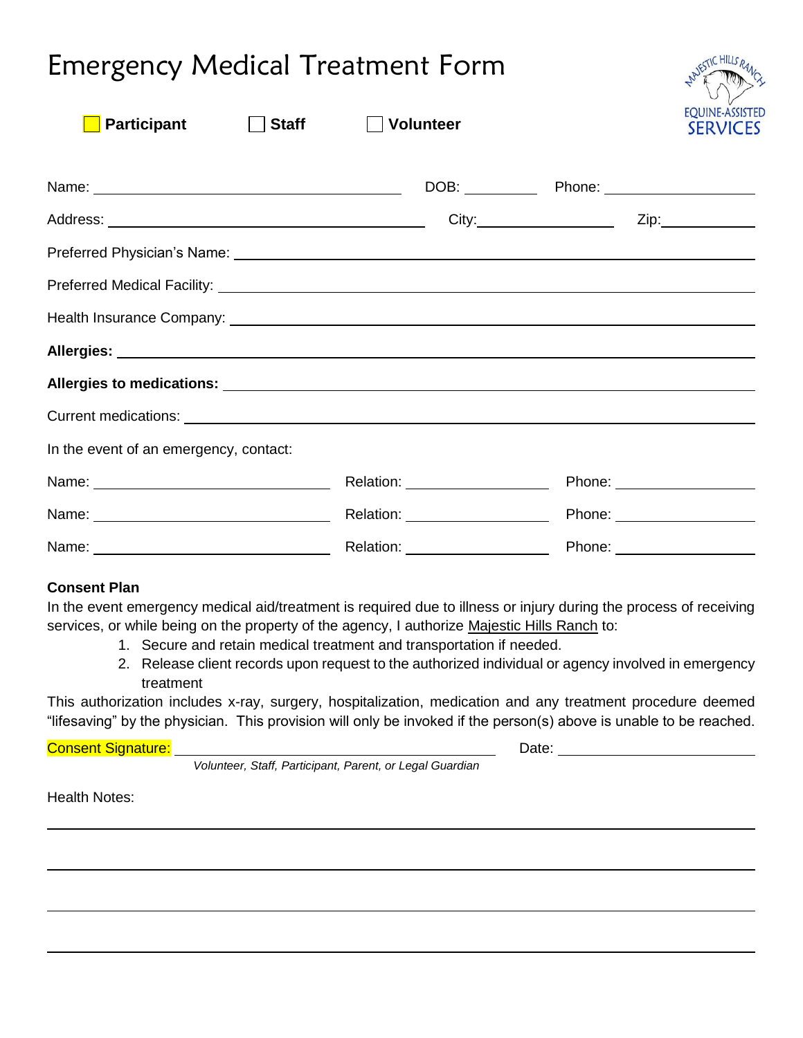# Emergency Medical Treatment Form

MAJESTIC HILLS RANCH EQUINE-ASSISTED SERVICES

☐ **Participant** ☐ **Staff** ☐ **Volunteer**

Name: ______________________________ DOB: __________ Phone: ____________________

Address: ______________________________ City: ____________________ Zip: ______________

Preferred Physician's Name: ________________________________________________

Preferred Medical Facility: ________________________________________________

Health Insurance Company: ________________________________________________

**Allergies:** ________________________________________________

**Allergies to medications:** ________________________________________________

Current medications: ________________________________________________

In the event of an emergency, contact:

Name: ______________________ Relation: ______________ Phone: ______________

Name: ______________________ Relation: ______________ Phone: ______________

Name: ______________________ Relation: ______________ Phone: ______________

**Consent Plan**

In the event emergency medical aid/treatment is required due to illness or injury during the process of receiving services, or while being on the property of the agency, I authorize Majestic Hills Ranch to:

1. Secure and retain medical treatment and transportation if needed.
2. Release client records upon request to the authorized individual or agency involved in emergency treatment

This authorization includes x-ray, surgery, hospitalization, medication and any treatment procedure deemed "lifesaving" by the physician. This provision will only be invoked if the person(s) above is unable to be reached.

Consent Signature: ______________________________ Date: ____________________

*Volunteer, Staff, Participant, Parent, or Legal Guardian*

Health Notes:

________________________________________________

________________________________________________

________________________________________________

________________________________________________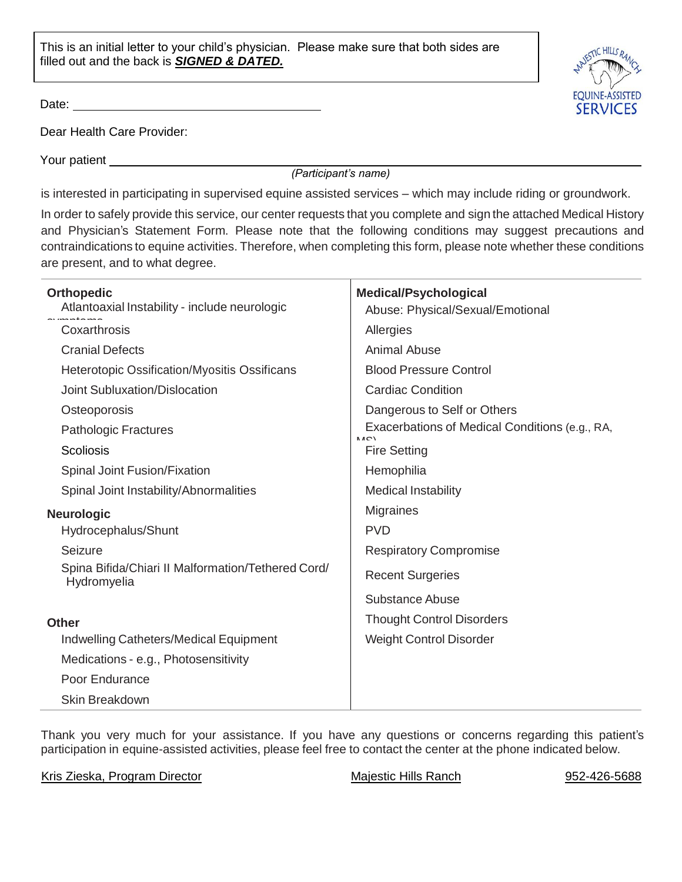This is an initial letter to your child's physician. Please make sure that both sides are filled out and the back is ***SIGNED & DATED.***

Date: ________________________________

Dear Health Care Provider:

Your patient ______________________________________________________________
*(Participant's name)*

is interested in participating in supervised equine assisted services – which may include riding or groundwork.

In order to safely provide this service, our center requests that you complete and sign the attached Medical History and Physician's Statement Form. Please note that the following conditions may suggest precautions and contraindications to equine activities. Therefore, when completing this form, please note whether these conditions are present, and to what degree.

**Orthopedic**
- Atlantoaxial Instability - include neurologic symptoms
- Coxarthrosis
- Cranial Defects
- Heterotopic Ossification/Myositis Ossificans
- Joint Subluxation/Dislocation
- Osteoporosis
- Pathologic Fractures
- Scoliosis
- Spinal Joint Fusion/Fixation
- Spinal Joint Instability/Abnormalities

**Neurologic**
- Hydrocephalus/Shunt
- Seizure
- Spina Bifida/Chiari II Malformation/Tethered Cord/ Hydromyelia

**Other**
- Indwelling Catheters/Medical Equipment
- Medications - e.g., Photosensitivity
- Poor Endurance
- Skin Breakdown

**Medical/Psychological**
- Abuse: Physical/Sexual/Emotional
- Allergies
- Animal Abuse
- Blood Pressure Control
- Cardiac Condition
- Dangerous to Self or Others
- Exacerbations of Medical Conditions (e.g., RA, MS)
- Fire Setting
- Hemophilia
- Medical Instability
- Migraines
- PVD
- Respiratory Compromise
- Recent Surgeries
- Substance Abuse
- Thought Control Disorders
- Weight Control Disorder

Thank you very much for your assistance. If you have any questions or concerns regarding this patient's participation in equine-assisted activities, please feel free to contact the center at the phone indicated below.

Kris Zieska, Program Director    Majestic Hills Ranch    952-426-5688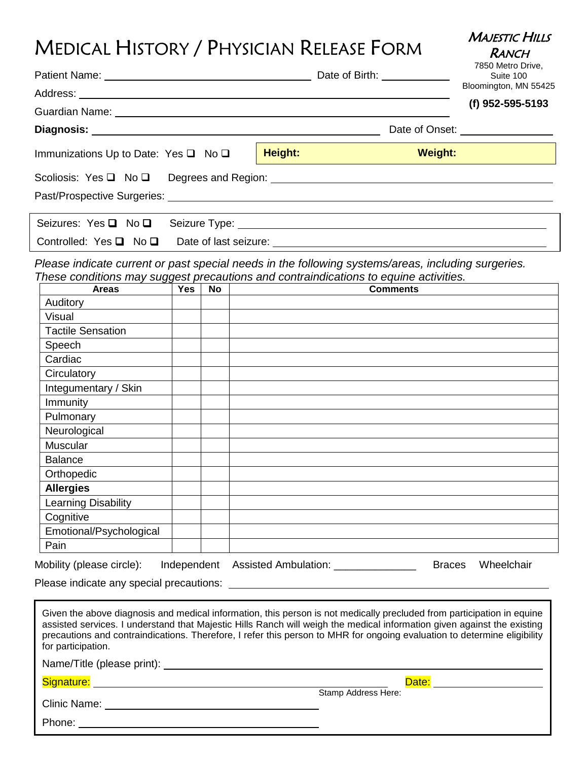# Medical History / Physician Release Form

**Majestic Hills Ranch**
7850 Metro Drive,
Suite 100
Bloomington, MN 55425

**(f) 952-595-5193**

Patient Name: ______________________ Date of Birth: ____________

Address: ______________________

Guardian Name: ______________________

**Diagnosis:** ______________________ Date of Onset: ____________

Immunizations Up to Date: Yes ☐ No ☐ **Height:** **Weight:**

Scoliosis: Yes ☐ No ☐ Degrees and Region: ______________________

Past/Prospective Surgeries: ______________________

Seizures: Yes ☐ No ☐ Seizure Type: ______________________

Controlled: Yes ☐ No ☐ Date of last seizure: ______________________

*Please indicate current or past special needs in the following systems/areas, including surgeries. These conditions may suggest precautions and contraindications to equine activities.*

| Areas | Yes | No | Comments |
|---|---|---|---|
| Auditory | | | |
| Visual | | | |
| Tactile Sensation | | | |
| Speech | | | |
| Cardiac | | | |
| Circulatory | | | |
| Integumentary / Skin | | | |
| Immunity | | | |
| Pulmonary | | | |
| Neurological | | | |
| Muscular | | | |
| Balance | | | |
| Orthopedic | | | |
| **Allergies** | | | |
| Learning Disability | | | |
| Cognitive | | | |
| Emotional/Psychological | | | |
| Pain | | | |

Mobility (please circle): Independent Assisted Ambulation: ______________ Braces Wheelchair

Please indicate any special precautions: ______________________

Given the above diagnosis and medical information, this person is not medically precluded from participation in equine assisted services. I understand that Majestic Hills Ranch will weigh the medical information given against the existing precautions and contraindications. Therefore, I refer this person to MHR for ongoing evaluation to determine eligibility for participation.

Name/Title (please print): ______________________

Signature: ______________________ Date: ____________

Stamp Address Here:

Clinic Name: ______________________

Phone: ______________________